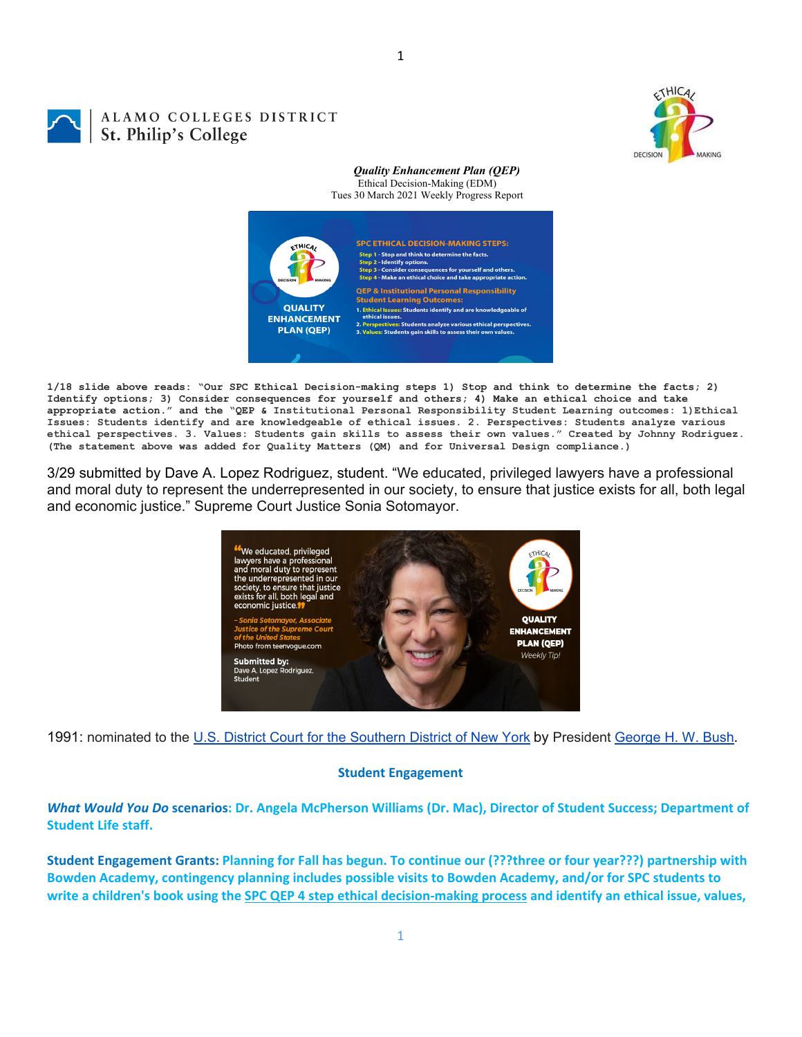ALAMO COLLEGES DISTRICT
St. Philip's College

*Quality Enhancement Plan (QEP)*
Ethical Decision-Making (EDM)
Tues 30 March 2021 Weekly Progress Report

**1/18 slide above reads: "Our SPC Ethical Decision-making steps 1) Stop and think to determine the facts; 2) Identify options; 3) Consider consequences for yourself and others; 4) Make an ethical choice and take appropriate action." and the "QEP & Institutional Personal Responsibility Student Learning outcomes: 1)Ethical Issues: Students identify and are knowledgeable of ethical issues. 2. Perspectives: Students analyze various ethical perspectives. 3. Values: Students gain skills to assess their own values." Created by Johnny Rodriguez. (The statement above was added for Quality Matters (QM) and for Universal Design compliance.)**

3/29 submitted by Dave A. Lopez Rodriguez, student. "We educated, privileged lawyers have a professional and moral duty to represent the underrepresented in our society, to ensure that justice exists for all, both legal and economic justice." Supreme Court Justice Sonia Sotomayor.

1991: nominated to the U.S. District Court for the Southern District of New York by President George H. W. Bush.

**Student Engagement**

***What Would You Do* scenarios: Dr. Angela McPherson Williams (Dr. Mac), Director of Student Success; Department of Student Life staff.**

**Student Engagement Grants: Planning for Fall has begun. To continue our (???three or four year???) partnership with Bowden Academy, contingency planning includes possible visits to Bowden Academy, and/or for SPC students to write a children's book using the SPC QEP 4 step ethical decision-making process and identify an ethical issue, values,**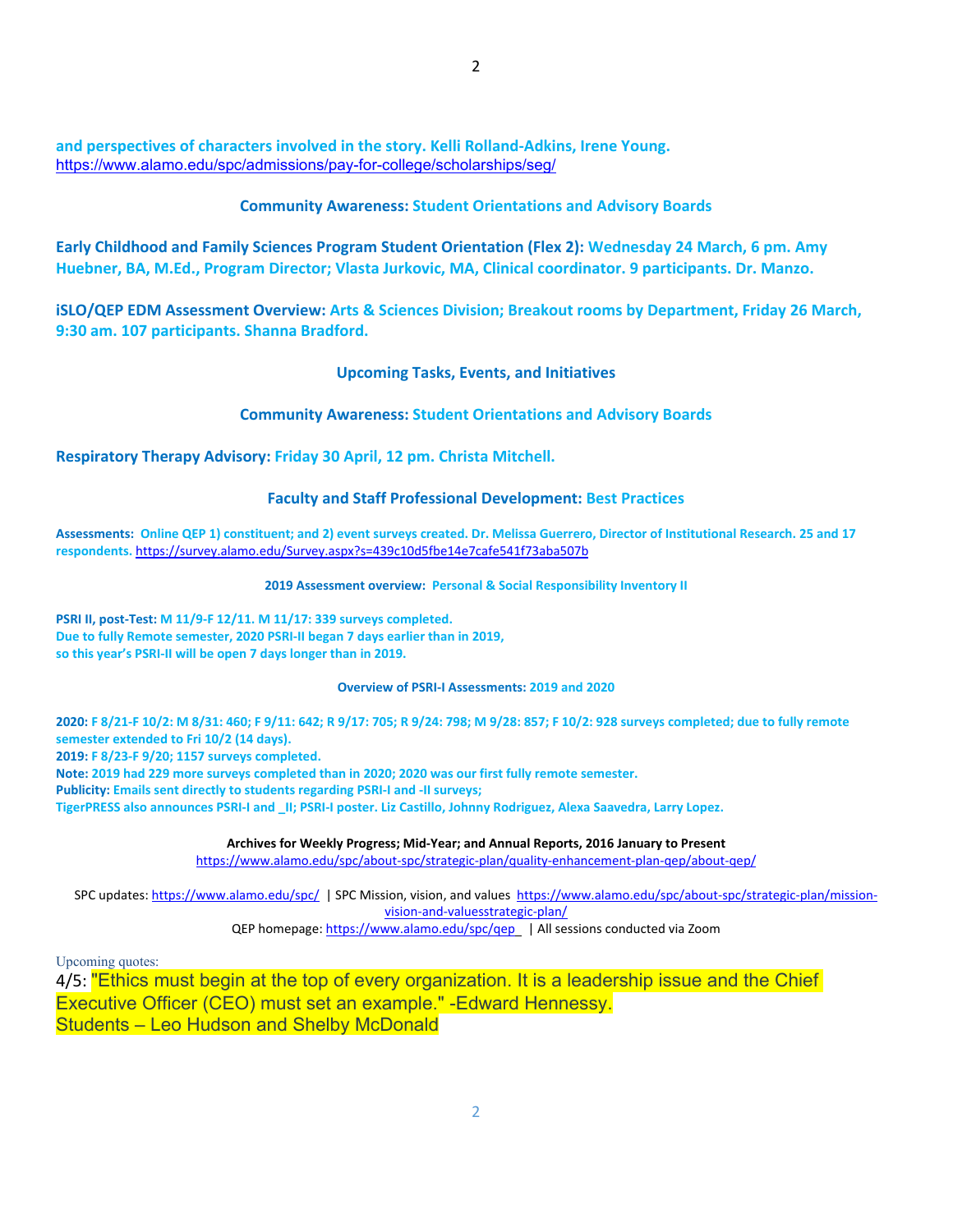**and perspectives of characters involved in the story. Kelli Rolland-Adkins, Irene Young.**
https://www.alamo.edu/spc/admissions/pay-for-college/scholarships/seg/

**Community Awareness: Student Orientations and Advisory Boards**

**Early Childhood and Family Sciences Program Student Orientation (Flex 2): Wednesday 24 March, 6 pm. Amy Huebner, BA, M.Ed., Program Director; Vlasta Jurkovic, MA, Clinical coordinator. 9 participants. Dr. Manzo.**

**iSLO/QEP EDM Assessment Overview: Arts & Sciences Division; Breakout rooms by Department, Friday 26 March, 9:30 am. 107 participants. Shanna Bradford.**

**Upcoming Tasks, Events, and Initiatives**

**Community Awareness: Student Orientations and Advisory Boards**

**Respiratory Therapy Advisory: Friday 30 April, 12 pm. Christa Mitchell.**

**Faculty and Staff Professional Development: Best Practices**

**Assessments: Online QEP 1) constituent; and 2) event surveys created. Dr. Melissa Guerrero, Director of Institutional Research. 25 and 17 respondents.** https://survey.alamo.edu/Survey.aspx?s=439c10d5fbe14e7cafe541f73aba507b

**2019 Assessment overview: Personal & Social Responsibility Inventory II**

**PSRI II, post-Test: M 11/9-F 12/11. M 11/17: 339 surveys completed.**
**Due to fully Remote semester, 2020 PSRI-II began 7 days earlier than in 2019,**
**so this year's PSRI-II will be open 7 days longer than in 2019.**

**Overview of PSRI-I Assessments: 2019 and 2020**

**2020: F 8/21-F 10/2: M 8/31: 460; F 9/11: 642; R 9/17: 705; R 9/24: 798; M 9/28: 857; F 10/2: 928 surveys completed; due to fully remote semester extended to Fri 10/2 (14 days).**
**2019: F 8/23-F 9/20; 1157 surveys completed.**
**Note: 2019 had 229 more surveys completed than in 2020; 2020 was our first fully remote semester.**
**Publicity: Emails sent directly to students regarding PSRI-I and -II surveys;**
**TigerPRESS also announces PSRI-I and _II; PSRI-I poster. Liz Castillo, Johnny Rodriguez, Alexa Saavedra, Larry Lopez.**

**Archives for Weekly Progress; Mid-Year; and Annual Reports, 2016 January to Present**
https://www.alamo.edu/spc/about-spc/strategic-plan/quality-enhancement-plan-qep/about-qep/

SPC updates: https://www.alamo.edu/spc/ | SPC Mission, vision, and values https://www.alamo.edu/spc/about-spc/strategic-plan/mission-vision-and-valuesstrategic-plan/
QEP homepage: https://www.alamo.edu/spc/qep | All sessions conducted via Zoom

Upcoming quotes:
4/5: "Ethics must begin at the top of every organization. It is a leadership issue and the Chief Executive Officer (CEO) must set an example." -Edward Hennessy.
Students – Leo Hudson and Shelby McDonald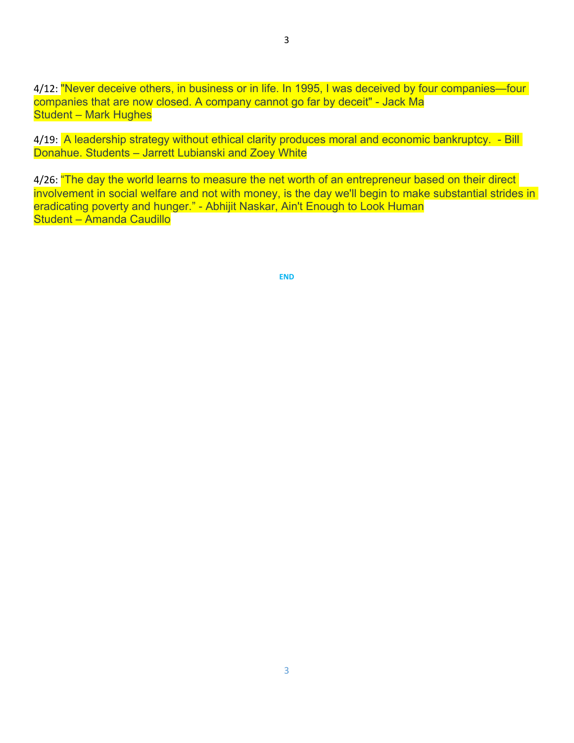4/12: "Never deceive others, in business or in life. In 1995, I was deceived by four companies—four companies that are now closed. A company cannot go far by deceit" - Jack Ma
Student – Mark Hughes

4/19: A leadership strategy without ethical clarity produces moral and economic bankruptcy. - Bill Donahue. Students – Jarrett Lubianski and Zoey White

4/26: "The day the world learns to measure the net worth of an entrepreneur based on their direct involvement in social welfare and not with money, is the day we'll begin to make substantial strides in eradicating poverty and hunger." - Abhijit Naskar, Ain't Enough to Look Human
Student – Amanda Caudillo

**END**